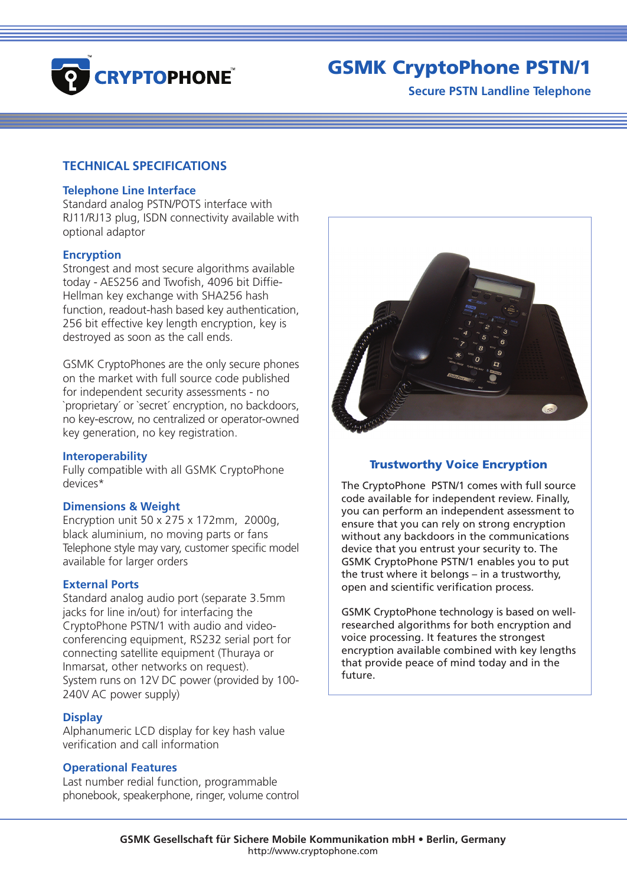CRYPTOPHONE™

# GSMK CryptoPhone PSTN/1

**Secure PSTN Landline Telephone**

## TECHNICAL SPECIFICATIONS

### Telephone Line Interface

Standard analog PSTN/POTS interface with RJ11/RJ13 plug, ISDN connectivity available with optional adaptor

### Encryption

Strongest and most secure algorithms available today - AES256 and Twofish, 4096 bit Diffie-Hellman key exchange with SHA256 hash function, readout-hash based key authentication, 256 bit effective key length encryption, key is destroyed as soon as the call ends.

GSMK CryptoPhones are the only secure phones on the market with full source code published for independent security assessments - no `proprietary´ or `secret´ encryption, no backdoors, no key-escrow, no centralized or operator-owned key generation, no key registration.

### Interoperability

Fully compatible with all GSMK CryptoPhone devices*

### Dimensions & Weight

Encryption unit 50 x 275 x 172mm, 2000g, black aluminium, no moving parts or fans
Telephone style may vary, customer specific model available for larger orders

### External Ports

Standard analog audio port (separate 3.5mm jacks for line in/out) for interfacing the CryptoPhone PSTN/1 with audio and video-conferencing equipment, RS232 serial port for connecting satellite equipment (Thuraya or Inmarsat, other networks on request).
System runs on 12V DC power (provided by 100-240V AC power supply)

### Display

Alphanumeric LCD display for key hash value verification and call information

### Operational Features

Last number redial function, programmable phonebook, speakerphone, ringer, volume control

### Trustworthy Voice Encryption

The CryptoPhone PSTN/1 comes with full source code available for independent review. Finally, you can perform an independent assessment to ensure that you can rely on strong encryption without any backdoors in the communications device that you entrust your security to. The GSMK CryptoPhone PSTN/1 enables you to put the trust where it belongs – in a trustworthy, open and scientific verification process.

GSMK CryptoPhone technology is based on well-researched algorithms for both encryption and voice processing. It features the strongest encryption available combined with key lengths that provide peace of mind today and in the future.

**GSMK Gesellschaft für Sichere Mobile Kommunikation mbH • Berlin, Germany**
http://www.cryptophone.com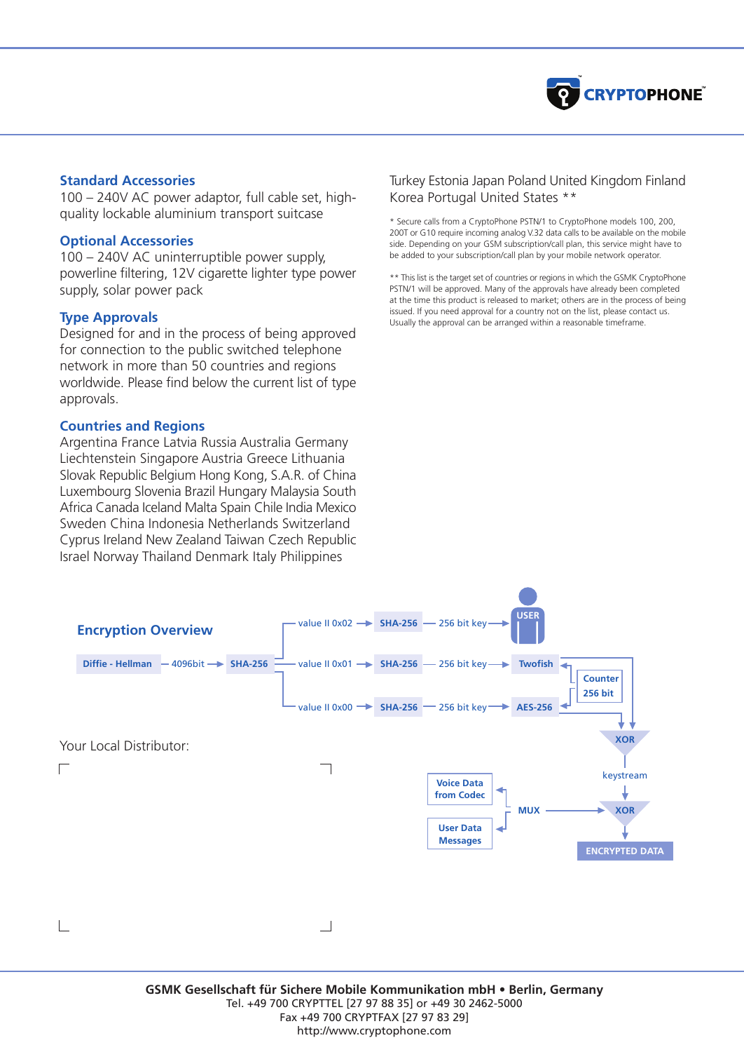## Standard Accessories

100 – 240V AC power adaptor, full cable set, high-quality lockable aluminium transport suitcase

## Optional Accessories

100 – 240V AC uninterruptible power supply, powerline filtering, 12V cigarette lighter type power supply, solar power pack

## Type Approvals

Designed for and in the process of being approved for connection to the public switched telephone network in more than 50 countries and regions worldwide. Please find below the current list of type approvals.

## Countries and Regions

Argentina France Latvia Russia Australia Germany Liechtenstein Singapore Austria Greece Lithuania Slovak Republic Belgium Hong Kong, S.A.R. of China Luxembourg Slovenia Brazil Hungary Malaysia South Africa Canada Iceland Malta Spain Chile India Mexico Sweden China Indonesia Netherlands Switzerland Cyprus Ireland New Zealand Taiwan Czech Republic Israel Norway Thailand Denmark Italy Philippines Turkey Estonia Japan Poland United Kingdom Finland Korea Portugal United States **

* Secure calls from a CryptoPhone PSTN/1 to CryptoPhone models 100, 200, 200T or G10 require incoming analog V.32 data calls to be available on the mobile side. Depending on your GSM subscription/call plan, this service might have to be added to your subscription/call plan by your mobile network operator.

** This list is the target set of countries or regions in which the GSMK CryptoPhone PSTN/1 will be approved. Many of the approvals have already been completed at the time this product is released to market; others are in the process of being issued. If you need approval for a country not on the list, please contact us. Usually the approval can be arranged within a reasonable timeframe.

## Encryption Overview

Diffie - Hellman
4096bit
SHA-256
value II 0x02
SHA-256
256 bit key
USER
value II 0x01
SHA-256
256 bit key
Twofish
Counter
256 bit
value II 0x00
SHA-256
256 bit key
AES-256
XOR
keystream
Voice Data from Codec
User Data Messages
MUX
XOR
ENCRYPTED DATA

Your Local Distributor:

**GSMK Gesellschaft für Sichere Mobile Kommunikation mbH • Berlin, Germany**
Tel. +49 700 CRYPTTEL [27 97 88 35] or +49 30 2462-5000
Fax +49 700 CRYPTFAX [27 97 83 29]
http://www.cryptophone.com